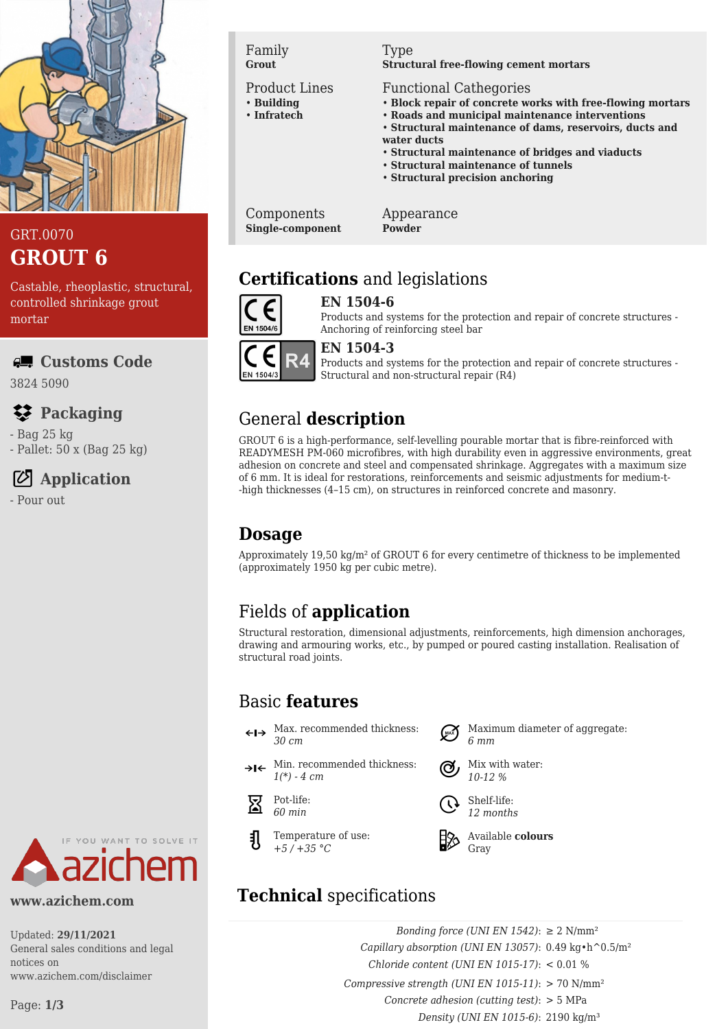GRT.0070

# GROUT 6

Castable, rheoplastic, structural, controlled shrinkage grout mortar

## Customs Code

3824 5090

## Packaging

- Bag 25 kg
- Pallet: 50 x (Bag 25 kg)

## Application

- Pour out

www.azichem.com

Updated: **29/11/2021**
General sales conditions and legal notices on www.azichem.com/disclaimer

| Family | Type |
|---|---|
| **Grout** | **Structural free-flowing cement mortars** |

**Product Lines**
- **Building**
- **Infratech**

**Functional Cathegories**
- **Block repair of concrete works with free-flowing mortars**
- **Roads and municipal maintenance interventions**
- **Structural maintenance of dams, reservoirs, ducts and water ducts**
- **Structural maintenance of bridges and viaducts**
- **Structural maintenance of tunnels**
- **Structural precision anchoring**

| Components | Appearance |
|---|---|
| **Single-component** | **Powder** |

## Certifications and legislations

**EN 1504-6**
Products and systems for the protection and repair of concrete structures - Anchoring of reinforcing steel bar

**EN 1504-3**
Products and systems for the protection and repair of concrete structures - Structural and non-structural repair (R4)

## General description

GROUT 6 is a high-performance, self-levelling pourable mortar that is fibre-reinforced with READYMESH PM-060 microfibres, with high durability even in aggressive environments, great adhesion on concrete and steel and compensated shrinkage. Aggregates with a maximum size of 6 mm. It is ideal for restorations, reinforcements and seismic adjustments for medium-t- -high thicknesses (4–15 cm), on structures in reinforced concrete and masonry.

## Dosage

Approximately 19,50 kg/m² of GROUT 6 for every centimetre of thickness to be implemented (approximately 1950 kg per cubic metre).

## Fields of application

Structural restoration, dimensional adjustments, reinforcements, high dimension anchorages, drawing and armouring works, etc., by pumped or poured casting installation. Realisation of structural road joints.

## Basic features

- Max. recommended thickness: *30 cm*
- Maximum diameter of aggregate: *6 mm*
- Min. recommended thickness: *1(\*) - 4 cm*
- Mix with water: *10-12 %*
- Pot-life: *60 min*
- Shelf-life: *12 months*
- Temperature of use: *+5 / +35 °C*
- Available **colours**: Gray

## Technical specifications

| | |
|---|---|
| *Bonding force (UNI EN 1542)*: | ≥ 2 N/mm² |
| *Capillary absorption (UNI EN 13057)*: | 0.49 kg•h^0.5/m² |
| *Chloride content (UNI EN 1015-17)*: | < 0.01 % |
| *Compressive strength (UNI EN 1015-11)*: | > 70 N/mm² |
| *Concrete adhesion (cutting test)*: | > 5 MPa |
| *Density (UNI EN 1015-6)*: | 2190 kg/m³ |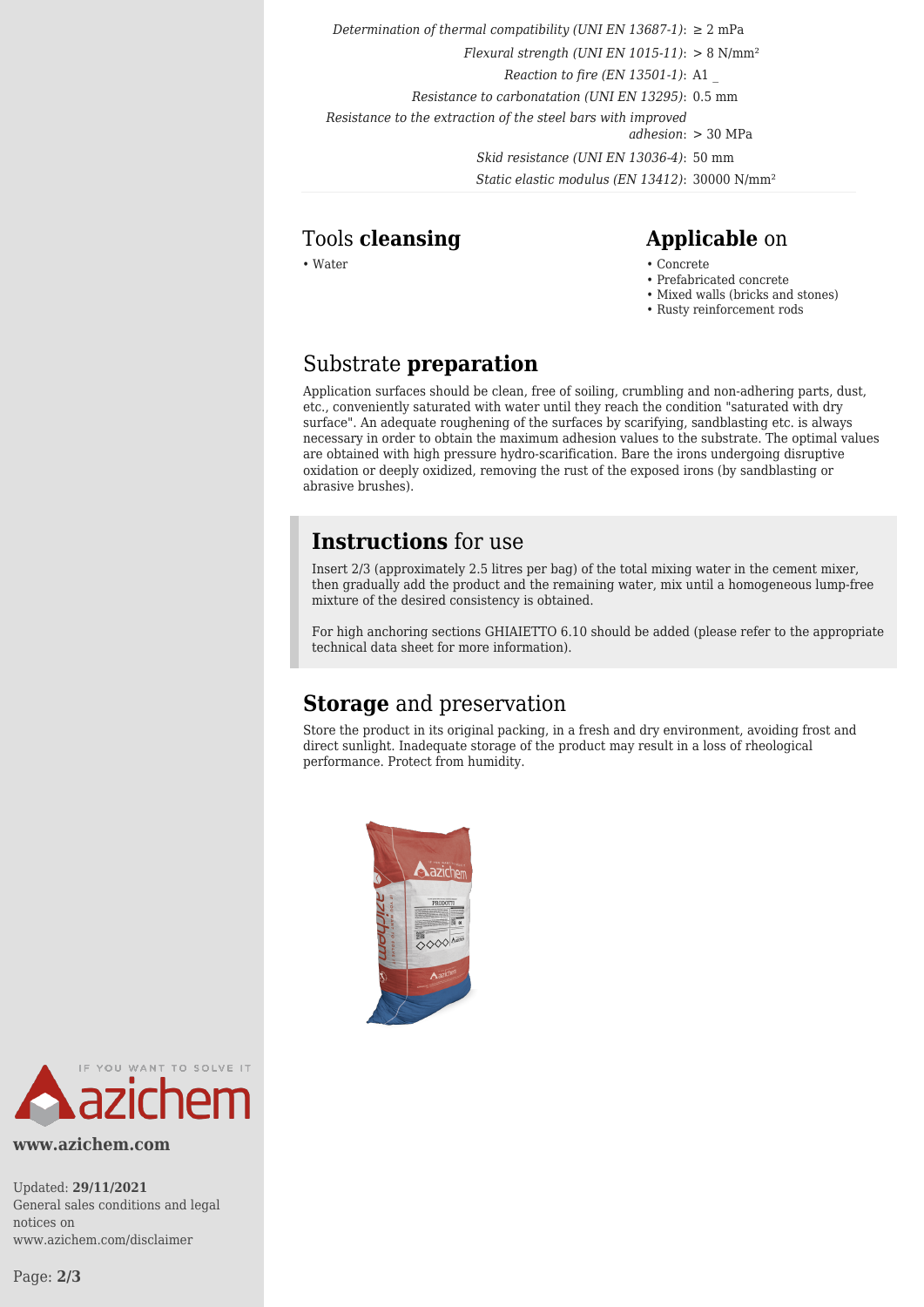*Determination of thermal compatibility (UNI EN 13687-1)*: ≥ 2 mPa

*Flexural strength (UNI EN 1015-11)*: > 8 N/mm²

*Reaction to fire (EN 13501-1)*: A1 _

*Resistance to carbonatation (UNI EN 13295)*: 0.5 mm

*Resistance to the extraction of the steel bars with improved adhesion*: > 30 MPa

*Skid resistance (UNI EN 13036-4)*: 50 mm

*Static elastic modulus (EN 13412)*: 30000 N/mm²

## Tools **cleansing**

- Water

## **Applicable** on

- Concrete
- Prefabricated concrete
- Mixed walls (bricks and stones)
- Rusty reinforcement rods

## Substrate **preparation**

Application surfaces should be clean, free of soiling, crumbling and non-adhering parts, dust, etc., conveniently saturated with water until they reach the condition "saturated with dry surface". An adequate roughening of the surfaces by scarifying, sandblasting etc. is always necessary in order to obtain the maximum adhesion values to the substrate. The optimal values are obtained with high pressure hydro-scarification. Bare the irons undergoing disruptive oxidation or deeply oxidized, removing the rust of the exposed irons (by sandblasting or abrasive brushes).

## **Instructions** for use

Insert 2/3 (approximately 2.5 litres per bag) of the total mixing water in the cement mixer, then gradually add the product and the remaining water, mix until a homogeneous lump-free mixture of the desired consistency is obtained.

For high anchoring sections GHIAIETTO 6.10 should be added (please refer to the appropriate technical data sheet for more information).

## **Storage** and preservation

Store the product in its original packing, in a fresh and dry environment, avoiding frost and direct sunlight. Inadequate storage of the product may result in a loss of rheological performance. Protect from humidity.

www.azichem.com

Updated: **29/11/2021**
General sales conditions and legal notices on www.azichem.com/disclaimer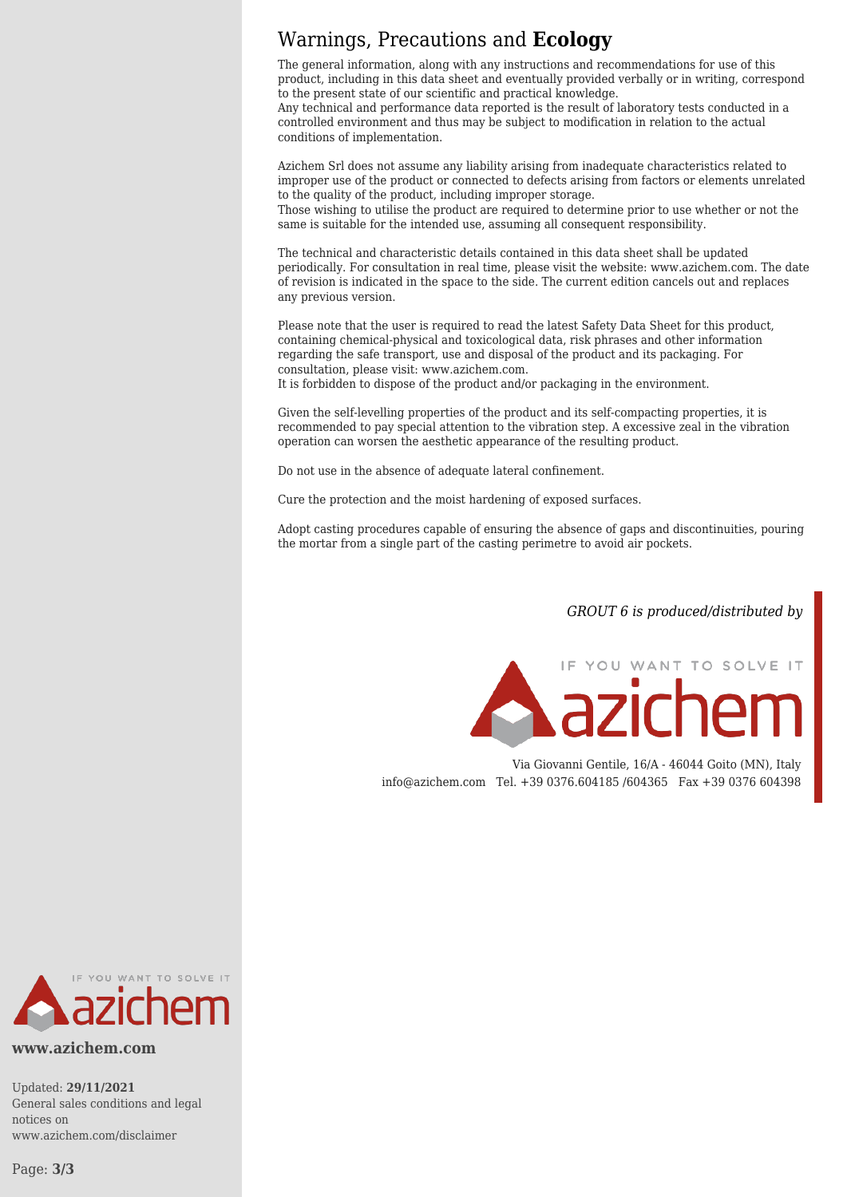# Warnings, Precautions and **Ecology**

The general information, along with any instructions and recommendations for use of this product, including in this data sheet and eventually provided verbally or in writing, correspond to the present state of our scientific and practical knowledge.
Any technical and performance data reported is the result of laboratory tests conducted in a controlled environment and thus may be subject to modification in relation to the actual conditions of implementation.

Azichem Srl does not assume any liability arising from inadequate characteristics related to improper use of the product or connected to defects arising from factors or elements unrelated to the quality of the product, including improper storage.
Those wishing to utilise the product are required to determine prior to use whether or not the same is suitable for the intended use, assuming all consequent responsibility.

The technical and characteristic details contained in this data sheet shall be updated periodically. For consultation in real time, please visit the website: www.azichem.com. The date of revision is indicated in the space to the side. The current edition cancels out and replaces any previous version.

Please note that the user is required to read the latest Safety Data Sheet for this product, containing chemical-physical and toxicological data, risk phrases and other information regarding the safe transport, use and disposal of the product and its packaging. For consultation, please visit: www.azichem.com.
It is forbidden to dispose of the product and/or packaging in the environment.

Given the self-levelling properties of the product and its self-compacting properties, it is recommended to pay special attention to the vibration step. A excessive zeal in the vibration operation can worsen the aesthetic appearance of the resulting product.

Do not use in the absence of adequate lateral confinement.

Cure the protection and the moist hardening of exposed surfaces.

Adopt casting procedures capable of ensuring the absence of gaps and discontinuities, pouring the mortar from a single part of the casting perimetre to avoid air pockets.

*GROUT 6 is produced/distributed by*

IF YOU WANT TO SOLVE IT
azichem

Via Giovanni Gentile, 16/A - 46044 Goito (MN), Italy
info@azichem.com Tel. +39 0376.604185 /604365 Fax +39 0376 604398

IF YOU WANT TO SOLVE IT
azichem

**www.azichem.com**

Updated: **29/11/2021**
General sales conditions and legal notices on www.azichem.com/disclaimer